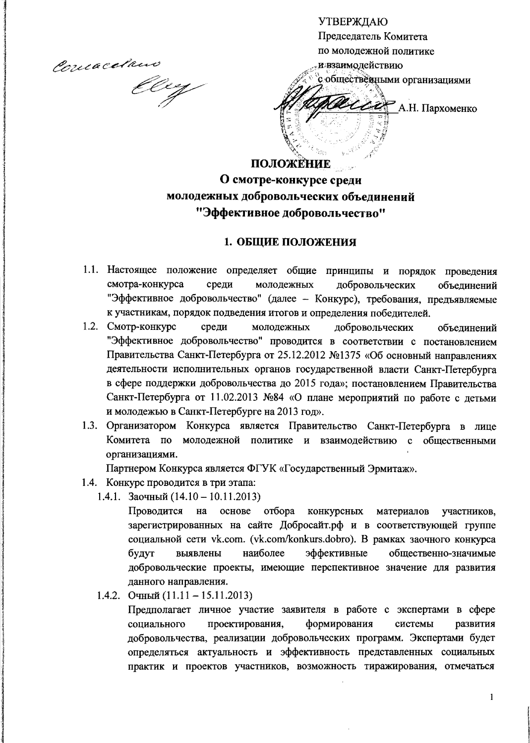Согласовано

УТВЕРЖДАЮ
Председатель Комитета
по молодежной политике
и взаимодействию
с общественными организациями
\_\_\_\_\_\_\_\_\_\_\_\_\_\_А.Н. Пархоменко

# ПОЛОЖЕНИЕ
## О смотре-конкурсе среди молодежных добровольческих объединений "Эффективное добровольчество"

### 1. ОБЩИЕ ПОЛОЖЕНИЯ

1.1. Настоящее положение определяет общие принципы и порядок проведения смотра-конкурса среди молодежных добровольческих объединений "Эффективное добровольчество" (далее – Конкурс), требования, предъявляемые к участникам, порядок подведения итогов и определения победителей.

1.2. Смотр-конкурс среди молодежных добровольческих объединений "Эффективное добровольчество" проводится в соответствии с постановлением Правительства Санкт-Петербурга от 25.12.2012 №1375 «Об основный направлениях деятельности исполнительных органов государственной власти Санкт-Петербурга в сфере поддержки добровольчества до 2015 года»; постановлением Правительства Санкт-Петербурга от 11.02.2013 №84 «О плане мероприятий по работе с детьми и молодежью в Санкт-Петербурге на 2013 год».

1.3. Организатором Конкурса является Правительство Санкт-Петербурга в лице Комитета по молодежной политике и взаимодействию с общественными организациями.
Партнером Конкурса является ФГУК «Государственный Эрмитаж».

1.4. Конкурс проводится в три этапа:

1.4.1. Заочный (14.10 – 10.11.2013)
Проводится на основе отбора конкурсных материалов участников, зарегистрированных на сайте Добросайт.рф и в соответствующей группе социальной сети vk.com. (vk.com/konkurs.dobro). В рамках заочного конкурса будут выявлены наиболее эффективные общественно-значимые добровольческие проекты, имеющие перспективное значение для развития данного направления.

1.4.2. Очный (11.11 – 15.11.2013)
Предполагает личное участие заявителя в работе с экспертами в сфере социального проектирования, формирования системы развития добровольчества, реализации добровольческих программ. Экспертами будет определяться актуальность и эффективность представленных социальных практик и проектов участников, возможность тиражирования, отмечаться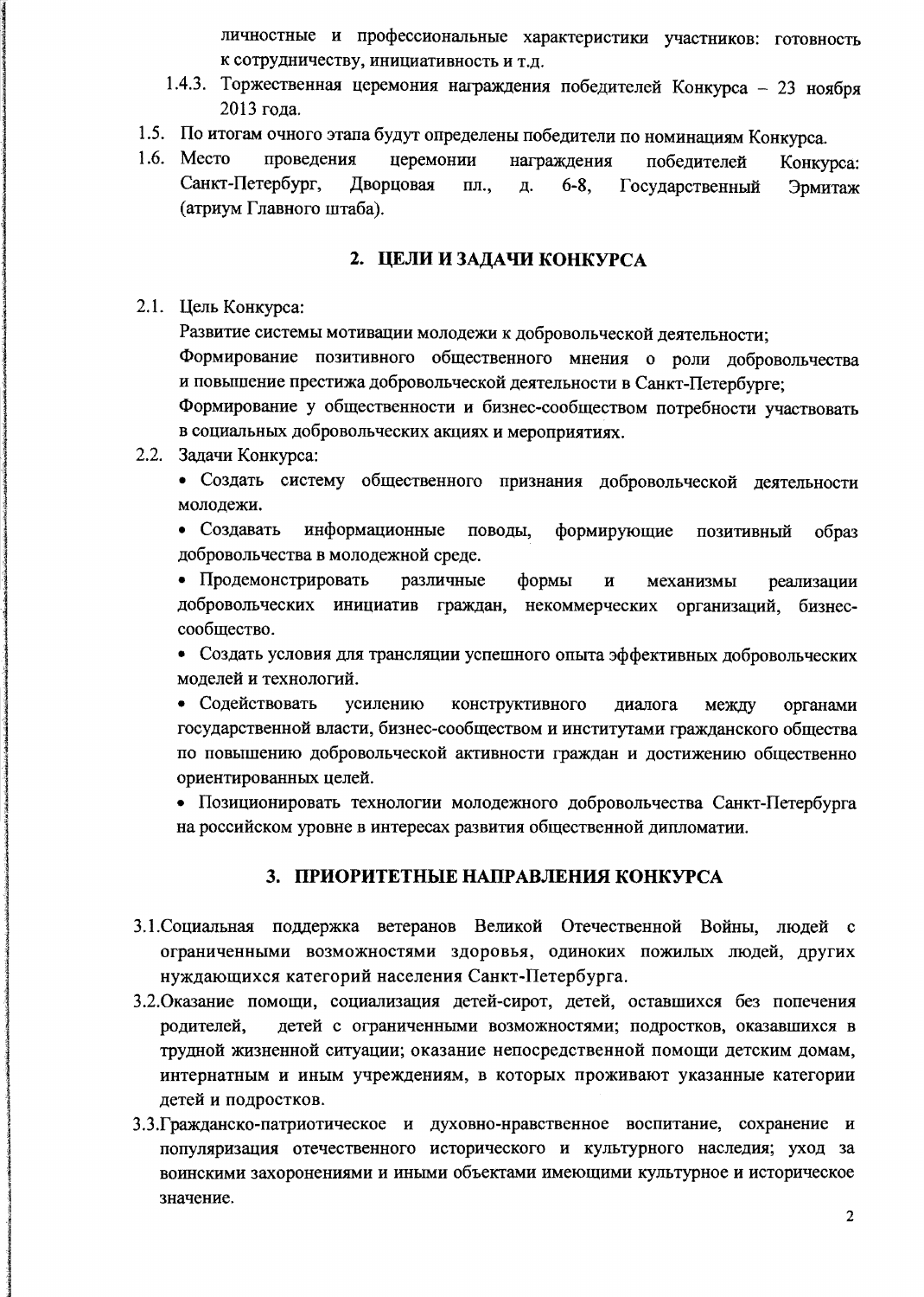личностные и профессиональные характеристики участников: готовность к сотрудничеству, инициативность и т.д.

1.4.3. Торжественная церемония награждения победителей Конкурса – 23 ноября 2013 года.

1.5. По итогам очного этапа будут определены победители по номинациям Конкурса.

1.6. Место проведения церемонии награждения победителей Конкурса: Санкт-Петербург, Дворцовая пл., д. 6-8, Государственный Эрмитаж (атриум Главного штаба).

## 2. ЦЕЛИ И ЗАДАЧИ КОНКУРСА

2.1. Цель Конкурса:

Развитие системы мотивации молодежи к добровольческой деятельности;

Формирование позитивного общественного мнения о роли добровольчества и повышение престижа добровольческой деятельности в Санкт-Петербурге;

Формирование у общественности и бизнес-сообществом потребности участвовать в социальных добровольческих акциях и мероприятиях.

2.2. Задачи Конкурса:

- Создать систему общественного признания добровольческой деятельности молодежи.
- Создавать информационные поводы, формирующие позитивный образ добровольчества в молодежной среде.
- Продемонстрировать различные формы и механизмы реализации добровольческих инициатив граждан, некоммерческих организаций, бизнес-сообщество.
- Создать условия для трансляции успешного опыта эффективных добровольческих моделей и технологий.
- Содействовать усилению конструктивного диалога между органами государственной власти, бизнес-сообществом и институтами гражданского общества по повышению добровольческой активности граждан и достижению общественно ориентированных целей.
- Позиционировать технологии молодежного добровольчества Санкт-Петербурга на российском уровне в интересах развития общественной дипломатии.

## 3. ПРИОРИТЕТНЫЕ НАПРАВЛЕНИЯ КОНКУРСА

3.1.Социальная поддержка ветеранов Великой Отечественной Войны, людей с ограниченными возможностями здоровья, одиноких пожилых людей, других нуждающихся категорий населения Санкт-Петербурга.

3.2.Оказание помощи, социализация детей-сирот, детей, оставшихся без попечения родителей, детей с ограниченными возможностями; подростков, оказавшихся в трудной жизненной ситуации; оказание непосредственной помощи детским домам, интернатным и иным учреждениям, в которых проживают указанные категории детей и подростков.

3.3.Гражданско-патриотическое и духовно-нравственное воспитание, сохранение и популяризация отечественного исторического и культурного наследия; уход за воинскими захоронениями и иными объектами имеющими культурное и историческое значение.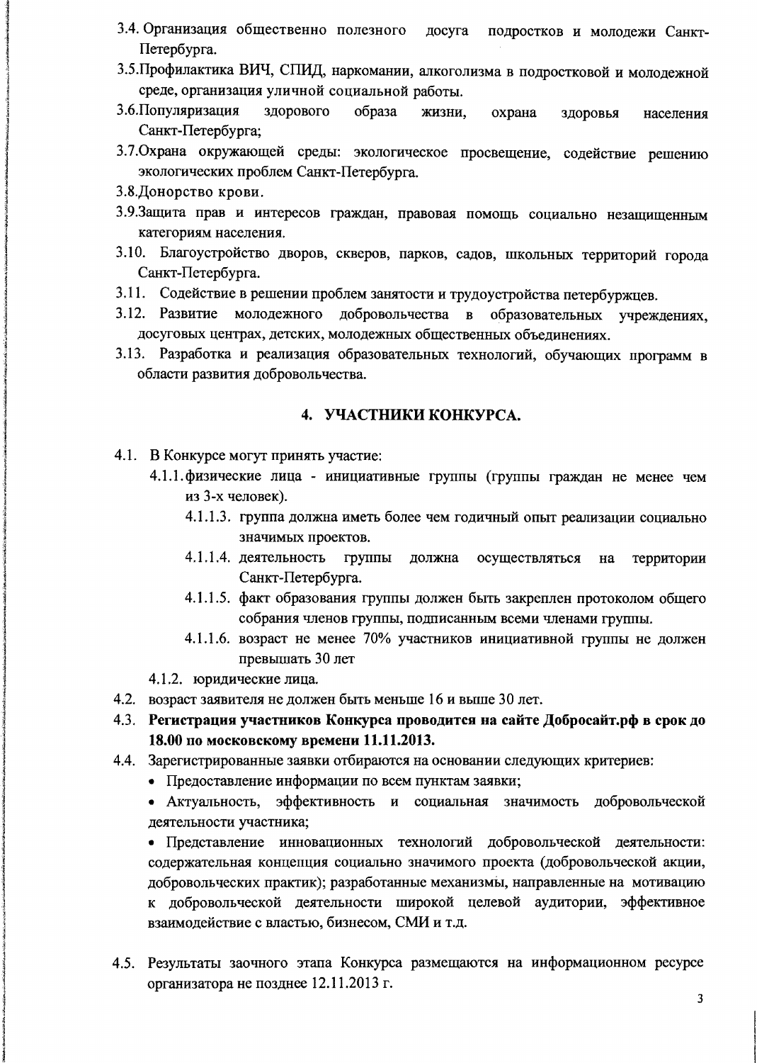3.4. Организация общественно полезного досуга подростков и молодежи Санкт-Петербурга.

3.5.Профилактика ВИЧ, СПИД, наркомании, алкоголизма в подростковой и молодежной среде, организация уличной социальной работы.

3.6.Популяризация здорового образа жизни, охрана здоровья населения Санкт-Петербурга;

3.7.Охрана окружающей среды: экологическое просвещение, содействие решению экологических проблем Санкт-Петербурга.

3.8.Донорство крови.

3.9.Защита прав и интересов граждан, правовая помощь социально незащищенным категориям населения.

3.10. Благоустройство дворов, скверов, парков, садов, школьных территорий города Санкт-Петербурга.

3.11. Содействие в решении проблем занятости и трудоустройства петербуржцев.

3.12. Развитие молодежного добровольчества в образовательных учреждениях, досуговых центрах, детских, молодежных общественных объединениях.

3.13. Разработка и реализация образовательных технологий, обучающих программ в области развития добровольчества.

## 4. УЧАСТНИКИ КОНКУРСА.

4.1. В Конкурсе могут принять участие:

- 4.1.1.физические лица - инициативные группы (группы граждан не менее чем из 3-х человек).
  - 4.1.1.3. группа должна иметь более чем годичный опыт реализации социально значимых проектов.
  - 4.1.1.4. деятельность группы должна осуществляться на территории Санкт-Петербурга.
  - 4.1.1.5. факт образования группы должен быть закреплен протоколом общего собрания членов группы, подписанным всеми членами группы.
  - 4.1.1.6. возраст не менее 70% участников инициативной группы не должен превышать 30 лет
- 4.1.2. юридические лица.

4.2. возраст заявителя не должен быть меньше 16 и выше 30 лет.

4.3. **Регистрация участников Конкурса проводится на сайте Добросайт.рф в срок до 18.00 по московскому времени 11.11.2013.**

4.4. Зарегистрированные заявки отбираются на основании следующих критериев:

- Предоставление информации по всем пунктам заявки;
- Актуальность, эффективность и социальная значимость добровольческой деятельности участника;
- Представление инновационных технологий добровольческой деятельности: содержательная концепция социально значимого проекта (добровольческой акции, добровольческих практик); разработанные механизмы, направленные на мотивацию к добровольческой деятельности широкой целевой аудитории, эффективное взаимодействие с властью, бизнесом, СМИ и т.д.

4.5. Результаты заочного этапа Конкурса размещаются на информационном ресурсе организатора не позднее 12.11.2013 г.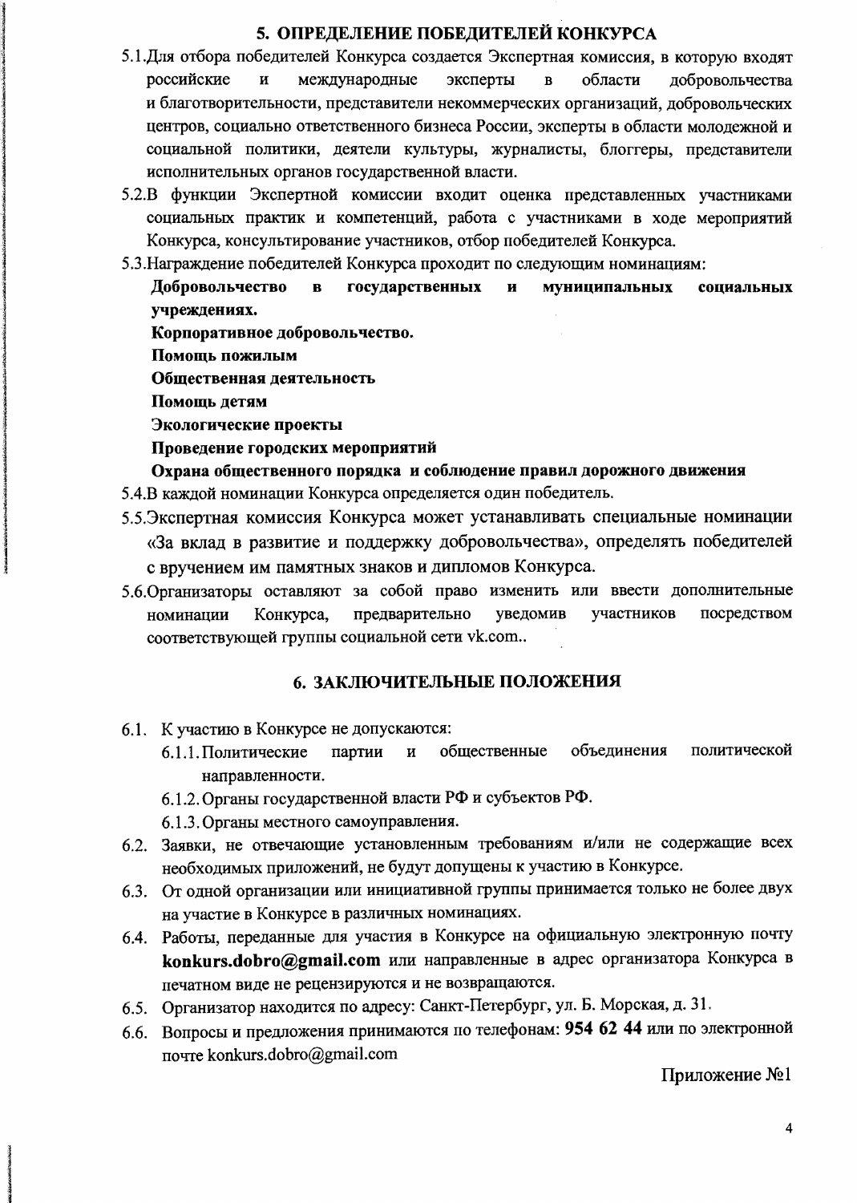## 5. ОПРЕДЕЛЕНИЕ ПОБЕДИТЕЛЕЙ КОНКУРСА

5.1.Для отбора победителей Конкурса создается Экспертная комиссия, в которую входят российские и международные эксперты в области добровольчества и благотворительности, представители некоммерческих организаций, добровольческих центров, социально ответственного бизнеса России, эксперты в области молодежной и социальной политики, деятели культуры, журналисты, блоггеры, представители исполнительных органов государственной власти.

5.2.В функции Экспертной комиссии входит оценка представленных участниками социальных практик и компетенций, работа с участниками в ходе мероприятий Конкурса, консультирование участников, отбор победителей Конкурса.

5.3.Награждение победителей Конкурса проходит по следующим номинациям:

**Добровольчество в государственных и муниципальных социальных учреждениях.**

**Корпоративное добровольчество.**

**Помощь пожилым**

**Общественная деятельность**

**Помощь детям**

**Экологические проекты**

**Проведение городских мероприятий**

**Охрана общественного порядка и соблюдение правил дорожного движения**

5.4.В каждой номинации Конкурса определяется один победитель.

5.5.Экспертная комиссия Конкурса может устанавливать специальные номинации «За вклад в развитие и поддержку добровольчества», определять победителей с вручением им памятных знаков и дипломов Конкурса.

5.6.Организаторы оставляют за собой право изменить или ввести дополнительные номинации Конкурса, предварительно уведомив участников посредством соответствующей группы социальной сети vk.com..

## 6. ЗАКЛЮЧИТЕЛЬНЫЕ ПОЛОЖЕНИЯ

6.1. К участию в Конкурсе не допускаются:

6.1.1. Политические партии и общественные объединения политической направленности.

6.1.2. Органы государственной власти РФ и субъектов РФ.

6.1.3. Органы местного самоуправления.

6.2. Заявки, не отвечающие установленным требованиям и/или не содержащие всех необходимых приложений, не будут допущены к участию в Конкурсе.

6.3. От одной организации или инициативной группы принимается только не более двух на участие в Конкурсе в различных номинациях.

6.4. Работы, переданные для участия в Конкурсе на официальную электронную почту **konkurs.dobro@gmail.com** или направленные в адрес организатора Конкурса в печатном виде не рецензируются и не возвращаются.

6.5. Организатор находится по адресу: Санкт-Петербург, ул. Б. Морская, д. 31.

6.6. Вопросы и предложения принимаются по телефонам: **954 62 44** или по электронной почте konkurs.dobro@gmail.com

Приложение №1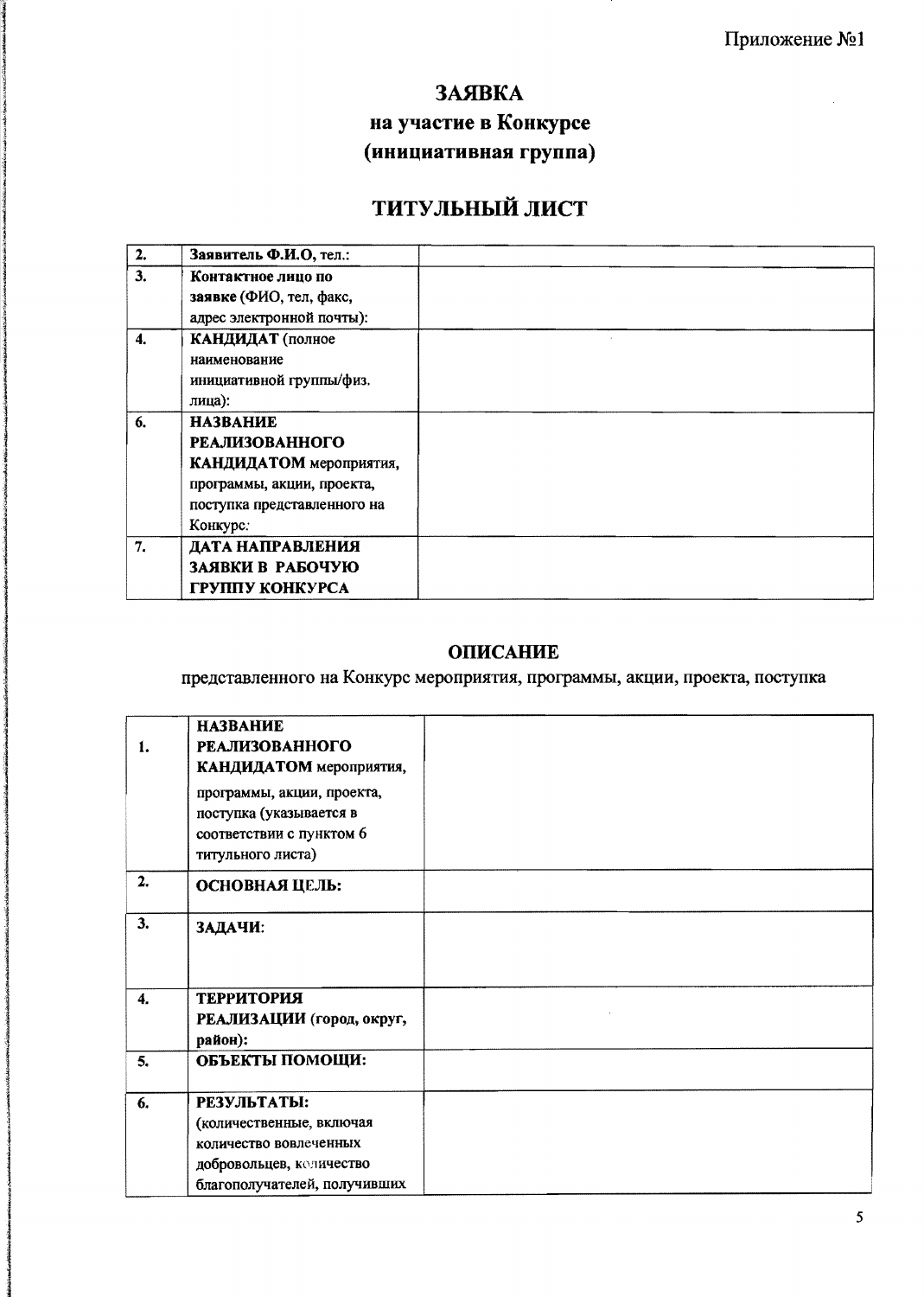Приложение №1

# ЗАЯВКА
## на участие в Конкурсе
## (инициативная группа)

## ТИТУЛЬНЫЙ ЛИСТ

| | | |
|---|---|---|
| 2. | **Заявитель Ф.И.О, тел.:** | |
| 3. | **Контактное лицо по заявке** (ФИО, тел, факс, адрес электронной почты): | |
| 4. | **КАНДИДАТ** (полное наименование инициативной группы/физ. лица): | |
| 6. | **НАЗВАНИЕ РЕАЛИЗОВАННОГО КАНДИДАТОМ** мероприятия, программы, акции, проекта, поступка представленного на Конкурс: | |
| 7. | **ДАТА НАПРАВЛЕНИЯ ЗАЯВКИ В РАБОЧУЮ ГРУППУ КОНКУРСА** | |

## ОПИСАНИЕ

представленного на Конкурс мероприятия, программы, акции, проекта, поступка

| | | |
|---|---|---|
| 1. | **НАЗВАНИЕ РЕАЛИЗОВАННОГО КАНДИДАТОМ** мероприятия, программы, акции, проекта, поступка (указывается в соответствии с пунктом 6 титульного листа) | |
| 2. | **ОСНОВНАЯ ЦЕЛЬ:** | |
| 3. | **ЗАДАЧИ:** | |
| 4. | **ТЕРРИТОРИЯ РЕАЛИЗАЦИИ (город, округ, район):** | |
| 5. | **ОБЪЕКТЫ ПОМОЩИ:** | |
| 6. | **РЕЗУЛЬТАТЫ:** (количественные, включая количество вовлеченных добровольцев, количество благополучателей, получивших | |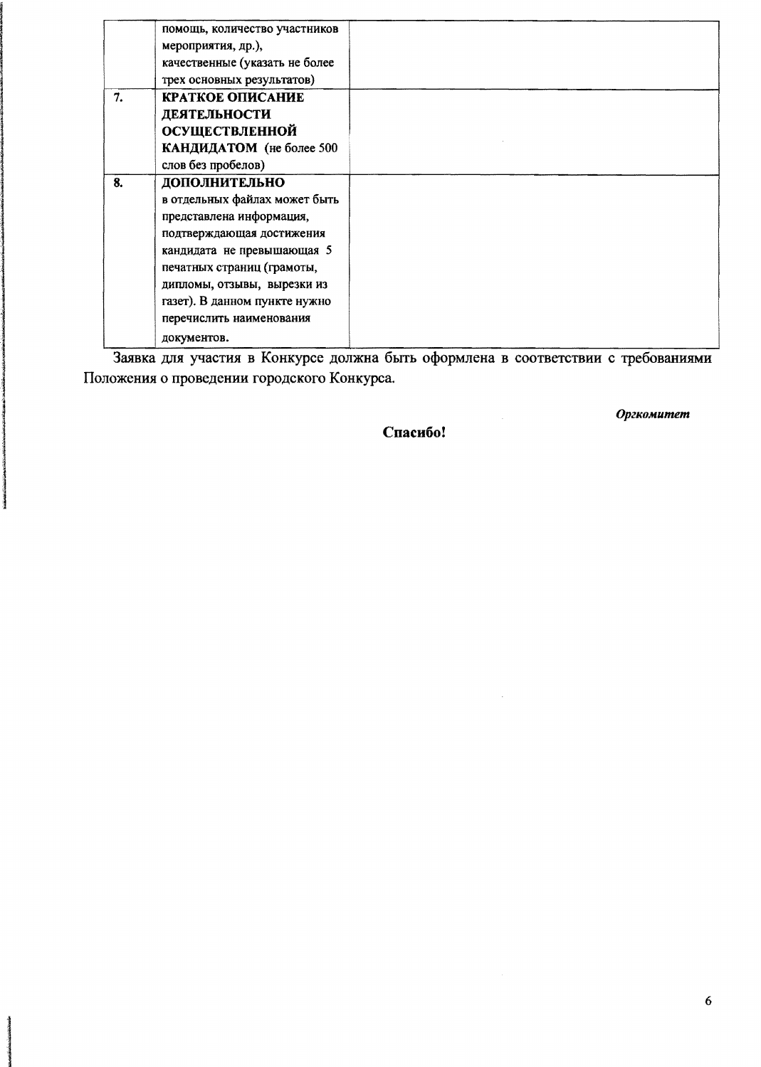| | | |
|---|---|---|
| | помощь, количество участников мероприятия, др.), качественные (указать не более трех основных результатов) | |
| 7. | **КРАТКОЕ ОПИСАНИЕ ДЕЯТЕЛЬНОСТИ ОСУЩЕСТВЛЕННОЙ КАНДИДАТОМ** (не более 500 слов без пробелов) | |
| 8. | **ДОПОЛНИТЕЛЬНО** в отдельных файлах может быть представлена информация, подтверждающая достижения кандидата не превышающая 5 печатных страниц (грамоты, дипломы, отзывы, вырезки из газет). В данном пункте нужно перечислить наименования документов. | |

Заявка для участия в Конкурсе должна быть оформлена в соответствии с требованиями Положения о проведении городского Конкурса.

***Оргкомитет***

**Спасибо!**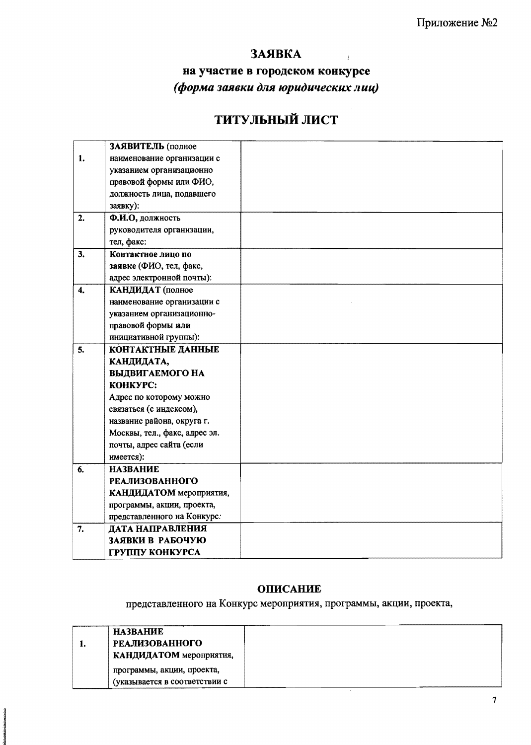Приложение №2

# ЗАЯВКА

## на участие в городском конкурсе

## *(форма заявки для юридических лиц)*

## ТИТУЛЬНЫЙ ЛИСТ

| | | |
|---|---|---|
| 1. | **ЗАЯВИТЕЛЬ** (полное наименование организации с указанием организационно правовой формы или ФИО, должность лица, подавшего заявку): | |
| 2. | **Ф.И.О,** должность руководителя организации, тел, факс: | |
| 3. | **Контактное лицо по заявке** (ФИО, тел, факс, адрес электронной почты): | |
| 4. | **КАНДИДАТ** (полное наименование организации с указанием организационно-правовой формы или инициативной группы): | |
| 5. | **КОНТАКТНЫЕ ДАННЫЕ КАНДИДАТА, ВЫДВИГАЕМОГО НА КОНКУРС:** Адрес по которому можно связаться (с индексом), название района, округа г. Москвы, тел., факс, адрес эл. почты, адрес сайта (если имеется): | |
| 6. | **НАЗВАНИЕ РЕАЛИЗОВАННОГО КАНДИДАТОМ** мероприятия, программы, акции, проекта, представленного на Конкурс: | |
| 7. | **ДАТА НАПРАВЛЕНИЯ ЗАЯВКИ В РАБОЧУЮ ГРУППУ КОНКУРСА** | |

## ОПИСАНИЕ

представленного на Конкурс мероприятия, программы, акции, проекта,

| | | |
|---|---|---|
| 1. | **НАЗВАНИЕ РЕАЛИЗОВАННОГО КАНДИДАТОМ** мероприятия, программы, акции, проекта, (указывается в соответствии с | |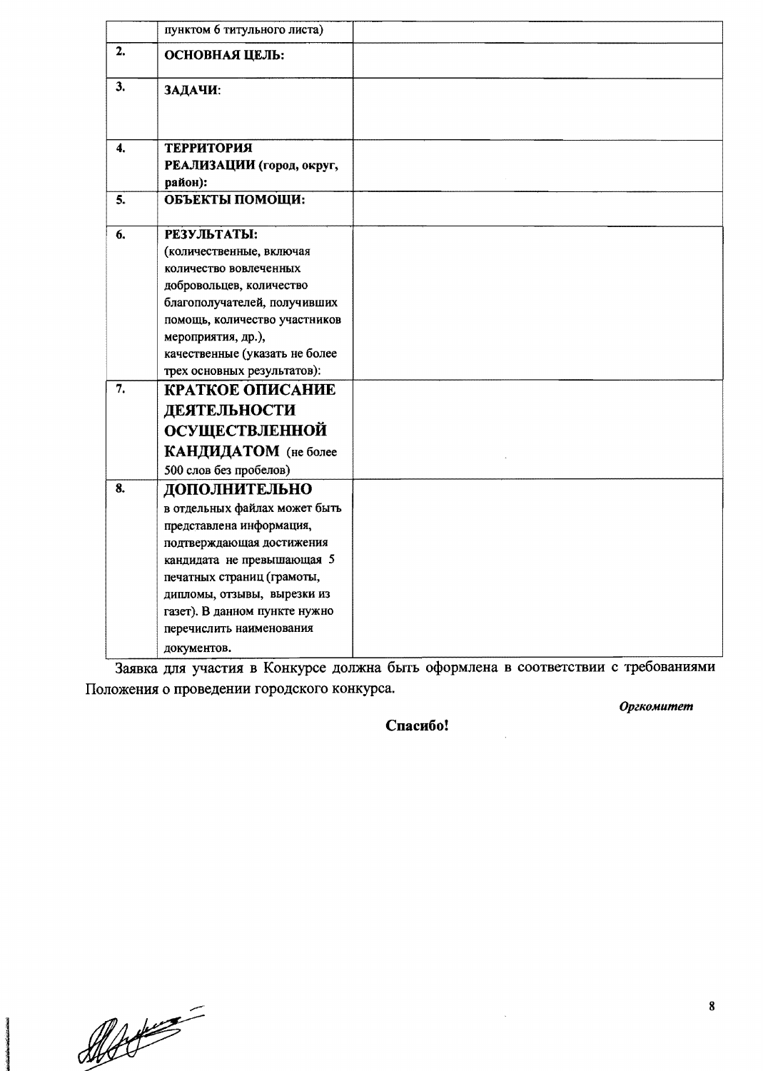| | | |
|---|---|---|
| | пунктом 6 титульного листа) | |
| 2. | **ОСНОВНАЯ ЦЕЛЬ:** | |
| 3. | **ЗАДАЧИ:** | |
| 4. | **ТЕРРИТОРИЯ РЕАЛИЗАЦИИ** (город, округ, район): | |
| 5. | **ОБЪЕКТЫ ПОМОЩИ:** | |
| 6. | **РЕЗУЛЬТАТЫ:** (количественные, включая количество вовлеченных добровольцев, количество благополучателей, получивших помощь, количество участников мероприятия, др.), качественные (указать не более трех основных результатов): | |
| 7. | **КРАТКОЕ ОПИСАНИЕ ДЕЯТЕЛЬНОСТИ ОСУЩЕСТВЛЕННОЙ КАНДИДАТОМ** (не более 500 слов без пробелов) | |
| 8. | **ДОПОЛНИТЕЛЬНО** в отдельных файлах может быть представлена информация, подтверждающая достижения кандидата не превышающая 5 печатных страниц (грамоты, дипломы, отзывы, вырезки из газет). В данном пункте нужно перечислить наименования документов. | |

Заявка для участия в Конкурсе должна быть оформлена в соответствии с требованиями Положения о проведении городского конкурса.

*Оргкомитет*

**Спасибо!**